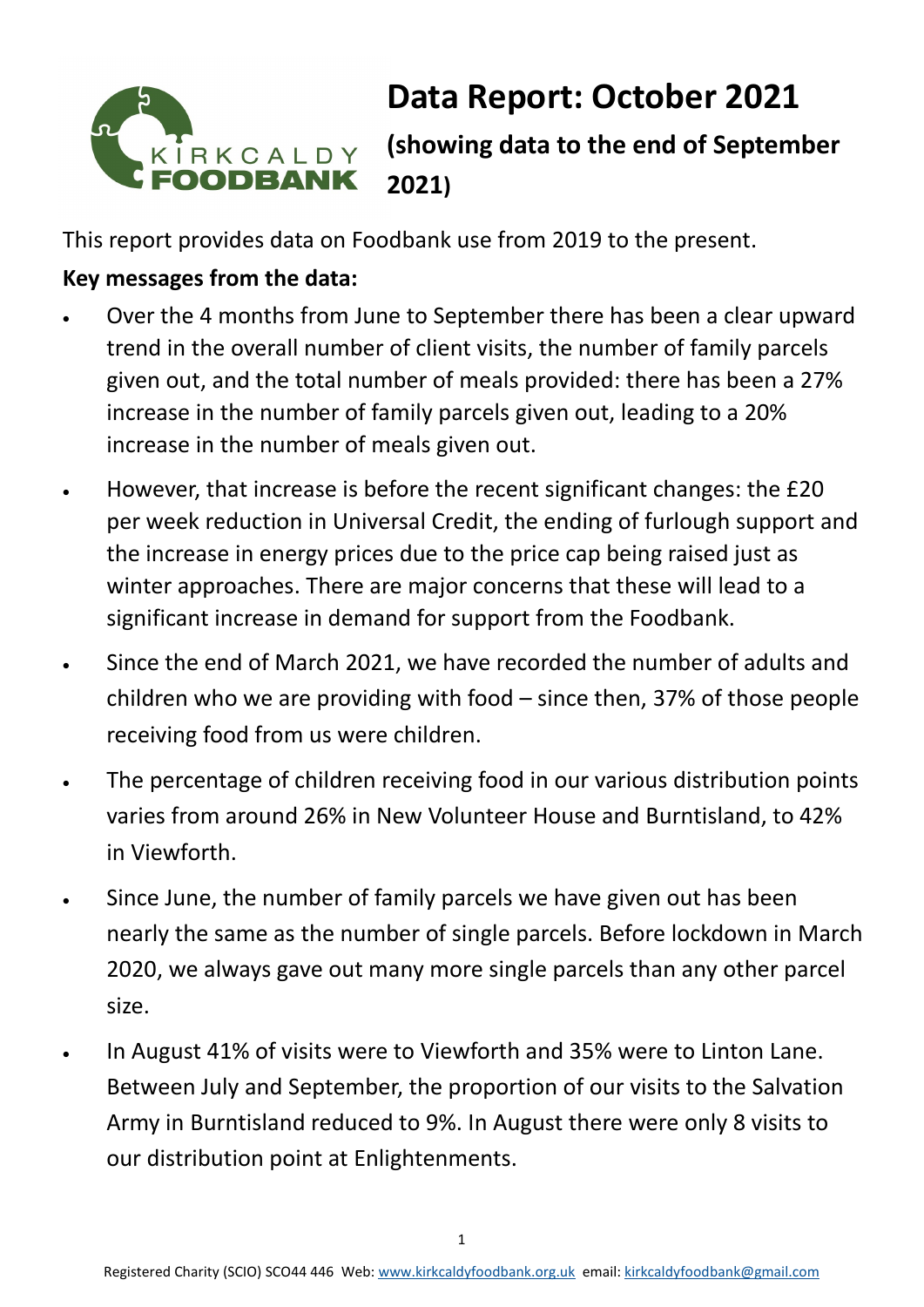# Data Report: October 2021

## (showing data to the end of September 2021)

This report provides data on Foodbank use from 2019 to the present.

**Key messages from the data:**

- Over the 4 months from June to September there has been a clear upward trend in the overall number of client visits, the number of family parcels given out, and the total number of meals provided: there has been a 27% increase in the number of family parcels given out, leading to a 20% increase in the number of meals given out.
- However, that increase is before the recent significant changes: the £20 per week reduction in Universal Credit, the ending of furlough support and the increase in energy prices due to the price cap being raised just as winter approaches. There are major concerns that these will lead to a significant increase in demand for support from the Foodbank.
- Since the end of March 2021, we have recorded the number of adults and children who we are providing with food – since then, 37% of those people receiving food from us were children.
- The percentage of children receiving food in our various distribution points varies from around 26% in New Volunteer House and Burntisland, to 42% in Viewforth.
- Since June, the number of family parcels we have given out has been nearly the same as the number of single parcels. Before lockdown in March 2020, we always gave out many more single parcels than any other parcel size.
- In August 41% of visits were to Viewforth and 35% were to Linton Lane. Between July and September, the proportion of our visits to the Salvation Army in Burntisland reduced to 9%. In August there were only 8 visits to our distribution point at Enlightenments.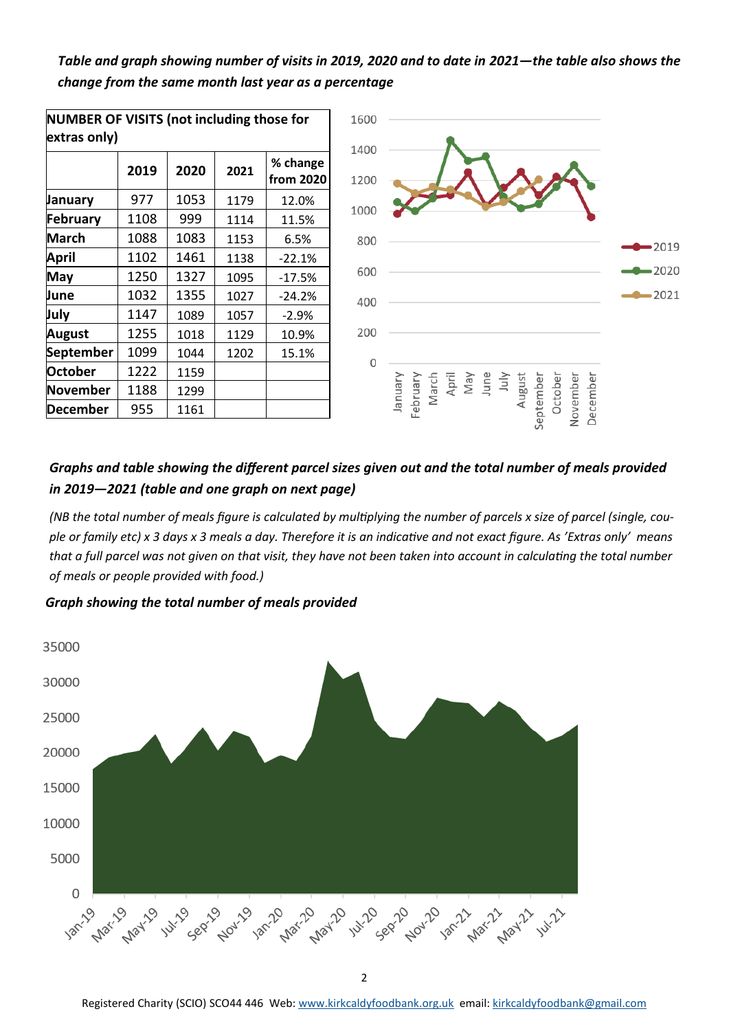***Table and graph showing number of visits in 2019, 2020 and to date in 2021—the table also shows the change from the same month last year as a percentage***

| **NUMBER OF VISITS (not including those for extras only)** | | | | |
|---|---|---|---|---|
| | **2019** | **2020** | **2021** | **% change from 2020** |
| **January** | 977 | 1053 | 1179 | 12.0% |
| **February** | 1108 | 999 | 1114 | 11.5% |
| **March** | 1088 | 1083 | 1153 | 6.5% |
| **April** | 1102 | 1461 | 1138 | -22.1% |
| **May** | 1250 | 1327 | 1095 | -17.5% |
| **June** | 1032 | 1355 | 1027 | -24.2% |
| **July** | 1147 | 1089 | 1057 | -2.9% |
| **August** | 1255 | 1018 | 1129 | 10.9% |
| **September** | 1099 | 1044 | 1202 | 15.1% |
| **October** | 1222 | 1159 | | |
| **November** | 1188 | 1299 | | |
| **December** | 955 | 1161 | | |

***Graphs and table showing the different parcel sizes given out and the total number of meals provided in 2019—2021 (table and one graph on next page)***

*(NB the total number of meals figure is calculated by multiplying the number of parcels x size of parcel (single, couple or family etc) x 3 days x 3 meals a day. Therefore it is an indicative and not exact figure. As 'Extras only' means that a full parcel was not given on that visit, they have not been taken into account in calculating the total number of meals or people provided with food.)*

***Graph showing the total number of meals provided***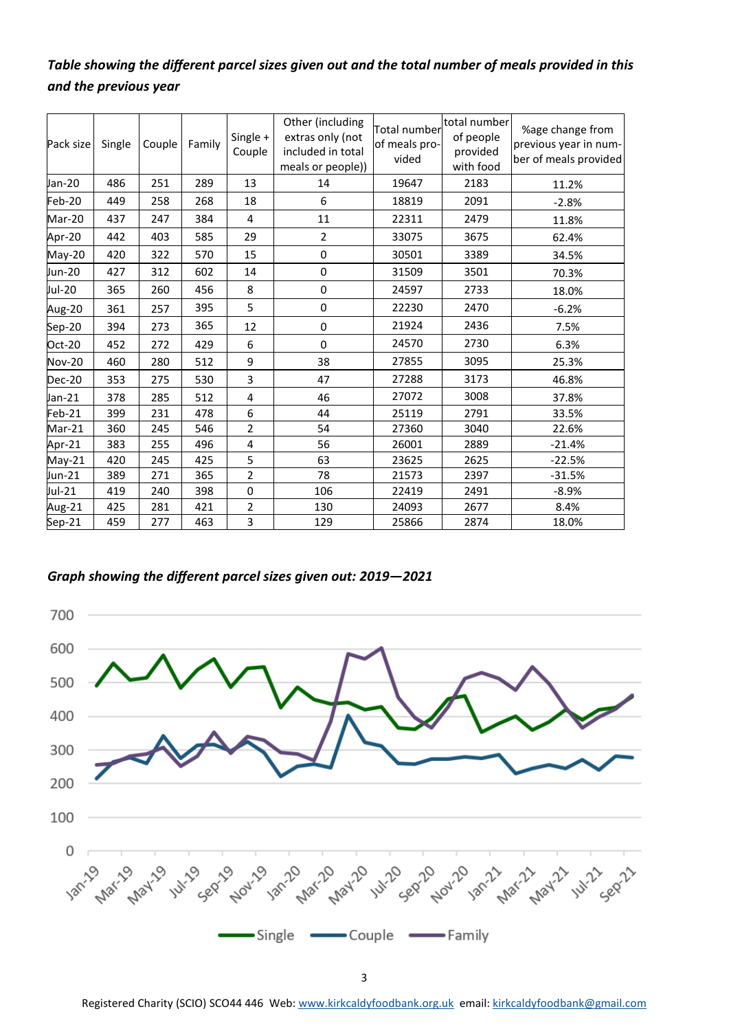***Table showing the different parcel sizes given out and the total number of meals provided in this and the previous year***

| Pack size | Single | Couple | Family | Single + Couple | Other (including extras only (not included in total meals or people)) | Total number of meals provided | total number of people provided with food | %age change from previous year in number of meals provided |
|---|---|---|---|---|---|---|---|---|
| Jan-20 | 486 | 251 | 289 | 13 | 14 | 19647 | 2183 | 11.2% |
| Feb-20 | 449 | 258 | 268 | 18 | 6 | 18819 | 2091 | -2.8% |
| Mar-20 | 437 | 247 | 384 | 4 | 11 | 22311 | 2479 | 11.8% |
| Apr-20 | 442 | 403 | 585 | 29 | 2 | 33075 | 3675 | 62.4% |
| May-20 | 420 | 322 | 570 | 15 | 0 | 30501 | 3389 | 34.5% |
| Jun-20 | 427 | 312 | 602 | 14 | 0 | 31509 | 3501 | 70.3% |
| Jul-20 | 365 | 260 | 456 | 8 | 0 | 24597 | 2733 | 18.0% |
| Aug-20 | 361 | 257 | 395 | 5 | 0 | 22230 | 2470 | -6.2% |
| Sep-20 | 394 | 273 | 365 | 12 | 0 | 21924 | 2436 | 7.5% |
| Oct-20 | 452 | 272 | 429 | 6 | 0 | 24570 | 2730 | 6.3% |
| Nov-20 | 460 | 280 | 512 | 9 | 38 | 27855 | 3095 | 25.3% |
| Dec-20 | 353 | 275 | 530 | 3 | 47 | 27288 | 3173 | 46.8% |
| Jan-21 | 378 | 285 | 512 | 4 | 46 | 27072 | 3008 | 37.8% |
| Feb-21 | 399 | 231 | 478 | 6 | 44 | 25119 | 2791 | 33.5% |
| Mar-21 | 360 | 245 | 546 | 2 | 54 | 27360 | 3040 | 22.6% |
| Apr-21 | 383 | 255 | 496 | 4 | 56 | 26001 | 2889 | -21.4% |
| May-21 | 420 | 245 | 425 | 5 | 63 | 23625 | 2625 | -22.5% |
| Jun-21 | 389 | 271 | 365 | 2 | 78 | 21573 | 2397 | -31.5% |
| Jul-21 | 419 | 240 | 398 | 0 | 106 | 22419 | 2491 | -8.9% |
| Aug-21 | 425 | 281 | 421 | 2 | 130 | 24093 | 2677 | 8.4% |
| Sep-21 | 459 | 277 | 463 | 3 | 129 | 25866 | 2874 | 18.0% |

***Graph showing the different parcel sizes given out: 2019—2021***

Registered Charity (SCIO) SCO44 446 Web: www.kirkcaldyfoodbank.org.uk email: kirkcaldyfoodbank@gmail.com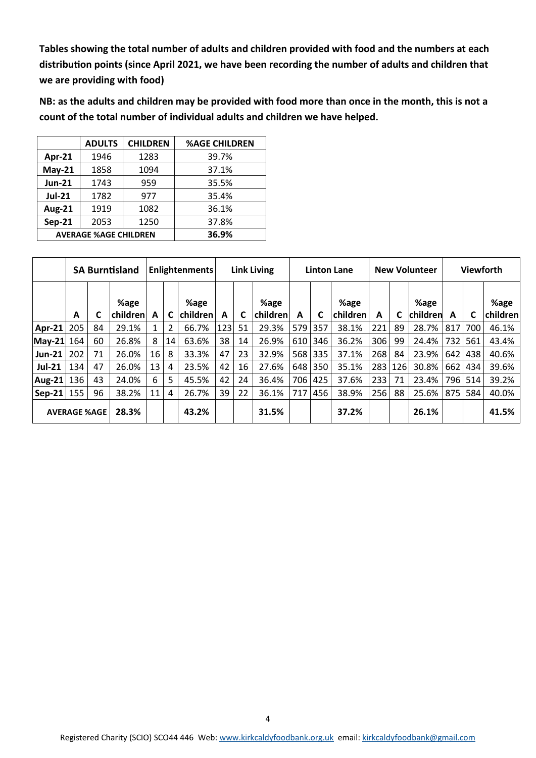**Tables showing the total number of adults and children provided with food and the numbers at each distribution points (since April 2021, we have been recording the number of adults and children that we are providing with food)**

**NB: as the adults and children may be provided with food more than once in the month, this is not a count of the total number of individual adults and children we have helped.**

| | ADULTS | CHILDREN | %AGE CHILDREN |
|---|---|---|---|
| **Apr-21** | 1946 | 1283 | 39.7% |
| **May-21** | 1858 | 1094 | 37.1% |
| **Jun-21** | 1743 | 959 | 35.5% |
| **Jul-21** | 1782 | 977 | 35.4% |
| **Aug-21** | 1919 | 1082 | 36.1% |
| **Sep-21** | 2053 | 1250 | 37.8% |
| **AVERAGE %AGE CHILDREN** | | | **36.9%** |

| | **SA Burntisland** | | | **Enlightenments** | | | **Link Living** | | | **Linton Lane** | | | **New Volunteer** | | | **Viewforth** | | |
|---|---|---|---|---|---|---|---|---|---|---|---|---|---|---|---|---|---|---|
| | **A** | **C** | **%age children** | **A** | **C** | **%age children** | **A** | **C** | **%age children** | **A** | **C** | **%age children** | **A** | **C** | **%age children** | **A** | **C** | **%age children** |
| **Apr-21** | 205 | 84 | 29.1% | 1 | 2 | 66.7% | 123 | 51 | 29.3% | 579 | 357 | 38.1% | 221 | 89 | 28.7% | 817 | 700 | 46.1% |
| **May-21** | 164 | 60 | 26.8% | 8 | 14 | 63.6% | 38 | 14 | 26.9% | 610 | 346 | 36.2% | 306 | 99 | 24.4% | 732 | 561 | 43.4% |
| **Jun-21** | 202 | 71 | 26.0% | 16 | 8 | 33.3% | 47 | 23 | 32.9% | 568 | 335 | 37.1% | 268 | 84 | 23.9% | 642 | 438 | 40.6% |
| **Jul-21** | 134 | 47 | 26.0% | 13 | 4 | 23.5% | 42 | 16 | 27.6% | 648 | 350 | 35.1% | 283 | 126 | 30.8% | 662 | 434 | 39.6% |
| **Aug-21** | 136 | 43 | 24.0% | 6 | 5 | 45.5% | 42 | 24 | 36.4% | 706 | 425 | 37.6% | 233 | 71 | 23.4% | 796 | 514 | 39.2% |
| **Sep-21** | 155 | 96 | 38.2% | 11 | 4 | 26.7% | 39 | 22 | 36.1% | 717 | 456 | 38.9% | 256 | 88 | 25.6% | 875 | 584 | 40.0% |
| **AVERAGE %AGE** | | | **28.3%** | | | **43.2%** | | | **31.5%** | | | **37.2%** | | | **26.1%** | | | **41.5%** |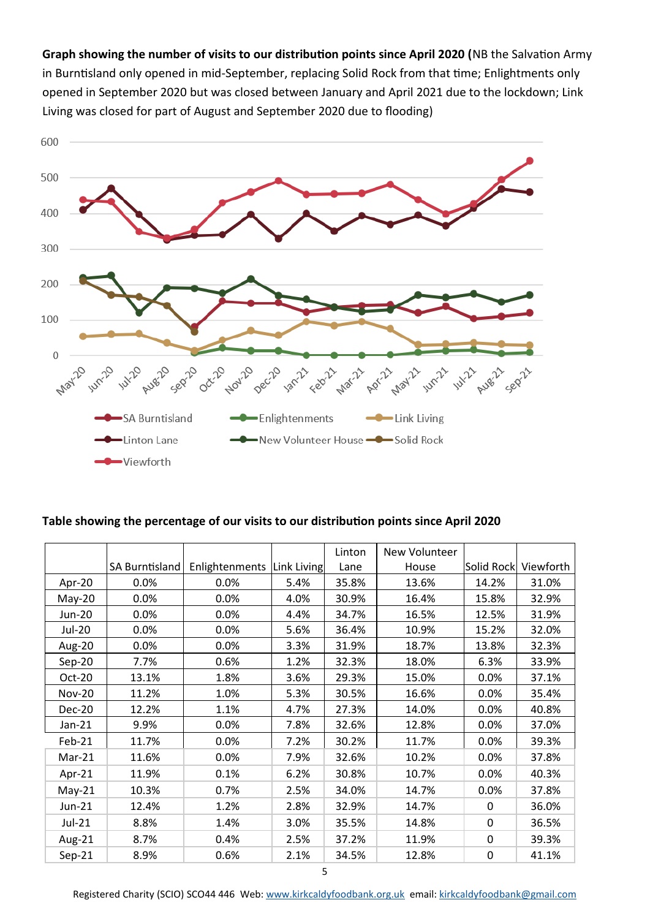**Graph showing the number of visits to our distribution points since April 2020 (**NB the Salvation Army in Burntisland only opened in mid-September, replacing Solid Rock from that time; Enlightments only opened in September 2020 but was closed between January and April 2021 due to the lockdown; Link Living was closed for part of August and September 2020 due to flooding)

600
500
400
300
200
100
0

May-20 Jun-20 Jul-20 Aug-20 Sep-20 Oct-20 Nov-20 Dec-20 Jan-21 Feb-21 Mar-21 Apr-21 May-21 Jun-21 Jul-21 Aug-21 Sep-21

SA Burntisland
Enlightements
Link Living
Linton Lane
New Volunteer House
Solid Rock
Viewforth

**Table showing the percentage of our visits to our distribution points since April 2020**

| | SA Burntisland | Enlightenments | Link Living | Linton Lane | New Volunteer House | Solid Rock | Viewforth |
|---|---|---|---|---|---|---|---|
| Apr-20 | 0.0% | 0.0% | 5.4% | 35.8% | 13.6% | 14.2% | 31.0% |
| May-20 | 0.0% | 0.0% | 4.0% | 30.9% | 16.4% | 15.8% | 32.9% |
| Jun-20 | 0.0% | 0.0% | 4.4% | 34.7% | 16.5% | 12.5% | 31.9% |
| Jul-20 | 0.0% | 0.0% | 5.6% | 36.4% | 10.9% | 15.2% | 32.0% |
| Aug-20 | 0.0% | 0.0% | 3.3% | 31.9% | 18.7% | 13.8% | 32.3% |
| Sep-20 | 7.7% | 0.6% | 1.2% | 32.3% | 18.0% | 6.3% | 33.9% |
| Oct-20 | 13.1% | 1.8% | 3.6% | 29.3% | 15.0% | 0.0% | 37.1% |
| Nov-20 | 11.2% | 1.0% | 5.3% | 30.5% | 16.6% | 0.0% | 35.4% |
| Dec-20 | 12.2% | 1.1% | 4.7% | 27.3% | 14.0% | 0.0% | 40.8% |
| Jan-21 | 9.9% | 0.0% | 7.8% | 32.6% | 12.8% | 0.0% | 37.0% |
| Feb-21 | 11.7% | 0.0% | 7.2% | 30.2% | 11.7% | 0.0% | 39.3% |
| Mar-21 | 11.6% | 0.0% | 7.9% | 32.6% | 10.2% | 0.0% | 37.8% |
| Apr-21 | 11.9% | 0.1% | 6.2% | 30.8% | 10.7% | 0.0% | 40.3% |
| May-21 | 10.3% | 0.7% | 2.5% | 34.0% | 14.7% | 0.0% | 37.8% |
| Jun-21 | 12.4% | 1.2% | 2.8% | 32.9% | 14.7% | 0 | 36.0% |
| Jul-21 | 8.8% | 1.4% | 3.0% | 35.5% | 14.8% | 0 | 36.5% |
| Aug-21 | 8.7% | 0.4% | 2.5% | 37.2% | 11.9% | 0 | 39.3% |
| Sep-21 | 8.9% | 0.6% | 2.1% | 34.5% | 12.8% | 0 | 41.1% |

Registered Charity (SCIO) SCO44 446 Web: www.kirkcaldyfoodbank.org.uk email: kirkcaldyfoodbank@gmail.com